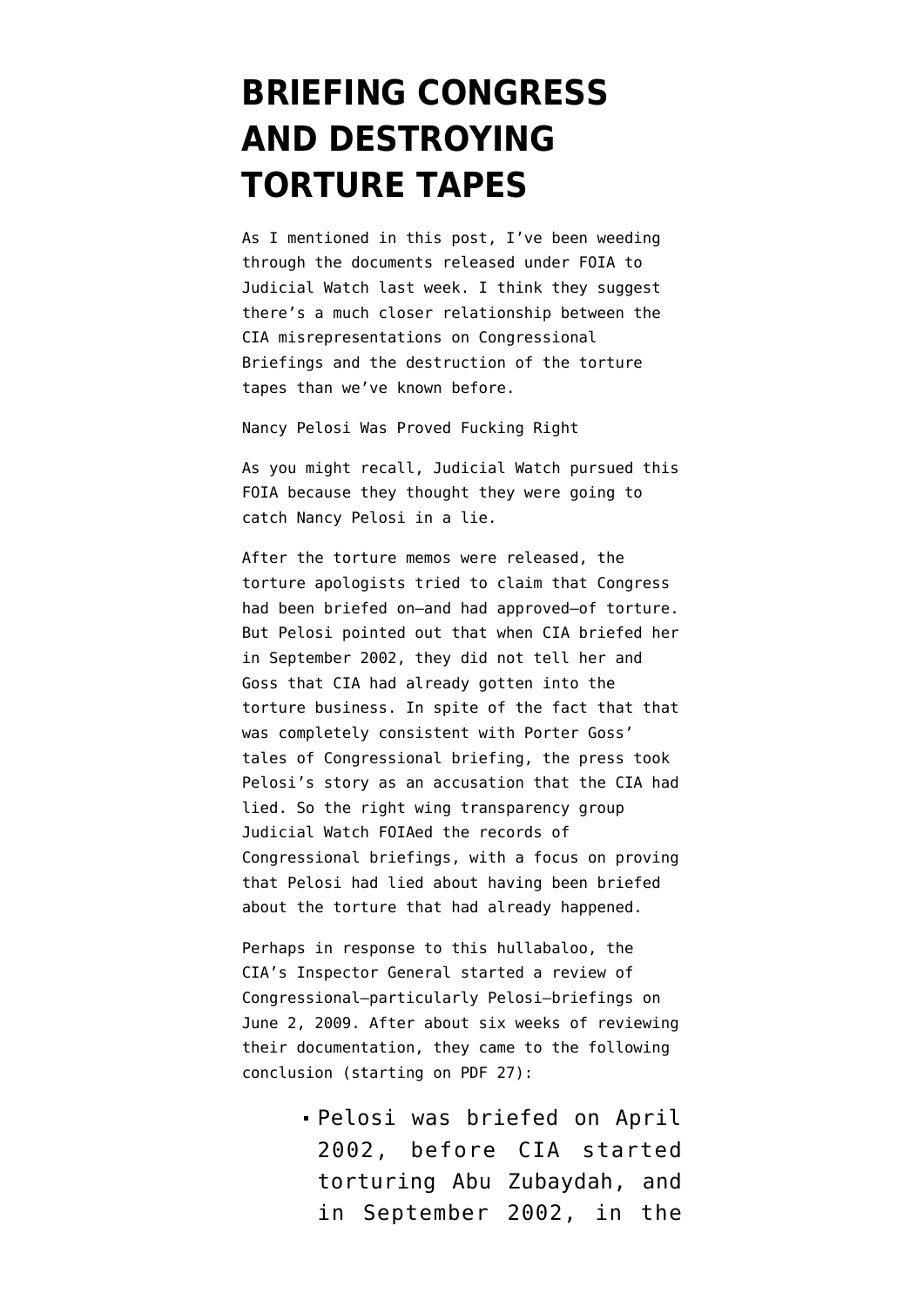# BRIEFING CONGRESS AND DESTROYING TORTURE TAPES

As I mentioned in this post, I've been weeding through the documents released under FOIA to Judicial Watch last week. I think they suggest there's a much closer relationship between the CIA misrepresentations on Congressional Briefings and the destruction of the torture tapes than we've known before.

Nancy Pelosi Was Proved Fucking Right

As you might recall, Judicial Watch pursued this FOIA because they thought they were going to catch Nancy Pelosi in a lie.

After the torture memos were released, the torture apologists tried to claim that Congress had been briefed on—and had approved—of torture. But Pelosi pointed out that when CIA briefed her in September 2002, they did not tell her and Goss that CIA had already gotten into the torture business. In spite of the fact that that was completely consistent with Porter Goss' tales of Congressional briefing, the press took Pelosi's story as an accusation that the CIA had lied. So the right wing transparency group Judicial Watch FOIAed the records of Congressional briefings, with a focus on proving that Pelosi had lied about having been briefed about the torture that had already happened.

Perhaps in response to this hullabaloo, the CIA's Inspector General started a review of Congressional—particularly Pelosi—briefings on June 2, 2009. After about six weeks of reviewing their documentation, they came to the following conclusion (starting on PDF 27):

> - Pelosi was briefed on April 2002, before CIA started torturing Abu Zubaydah, and in September 2002, in the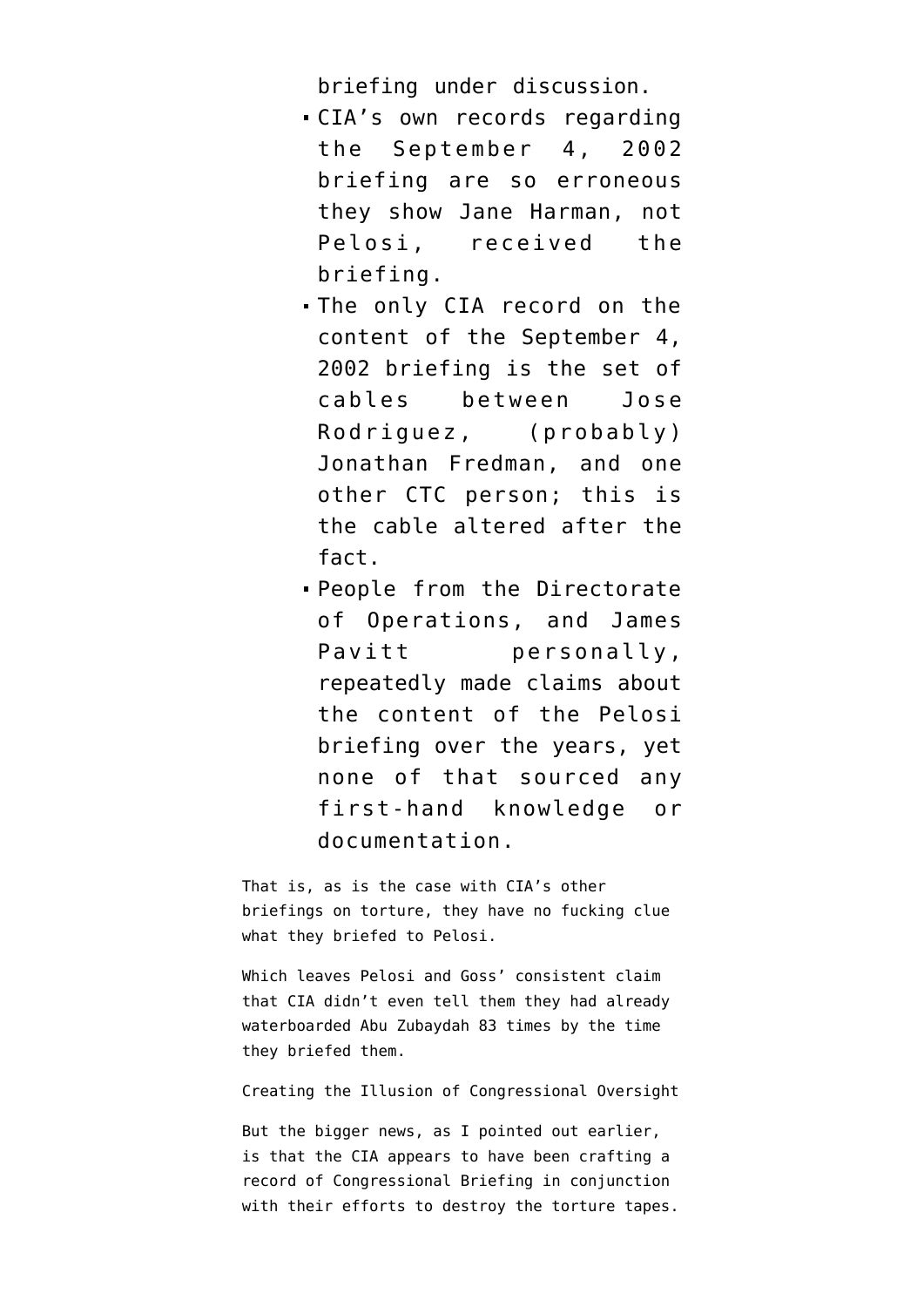briefing under discussion.

- CIA's own records regarding the September 4, 2002 briefing are so erroneous they show Jane Harman, not Pelosi, received the briefing.
- The only CIA record on the content of the September 4, 2002 briefing is the set of cables between Jose Rodriguez, (probably) Jonathan Fredman, and one other CTC person; this is the cable altered after the fact.
- People from the Directorate of Operations, and James Pavitt personally, repeatedly made claims about the content of the Pelosi briefing over the years, yet none of that sourced any first-hand knowledge or documentation.

That is, as is the case with CIA's other briefings on torture, they have no fucking clue what they briefed to Pelosi.

Which leaves Pelosi and Goss' consistent claim that CIA didn't even tell them they had already waterboarded Abu Zubaydah 83 times by the time they briefed them.

## Creating the Illusion of Congressional Oversight

But the bigger news, as I pointed out earlier, is that the CIA appears to have been crafting a record of Congressional Briefing in conjunction with their efforts to destroy the torture tapes.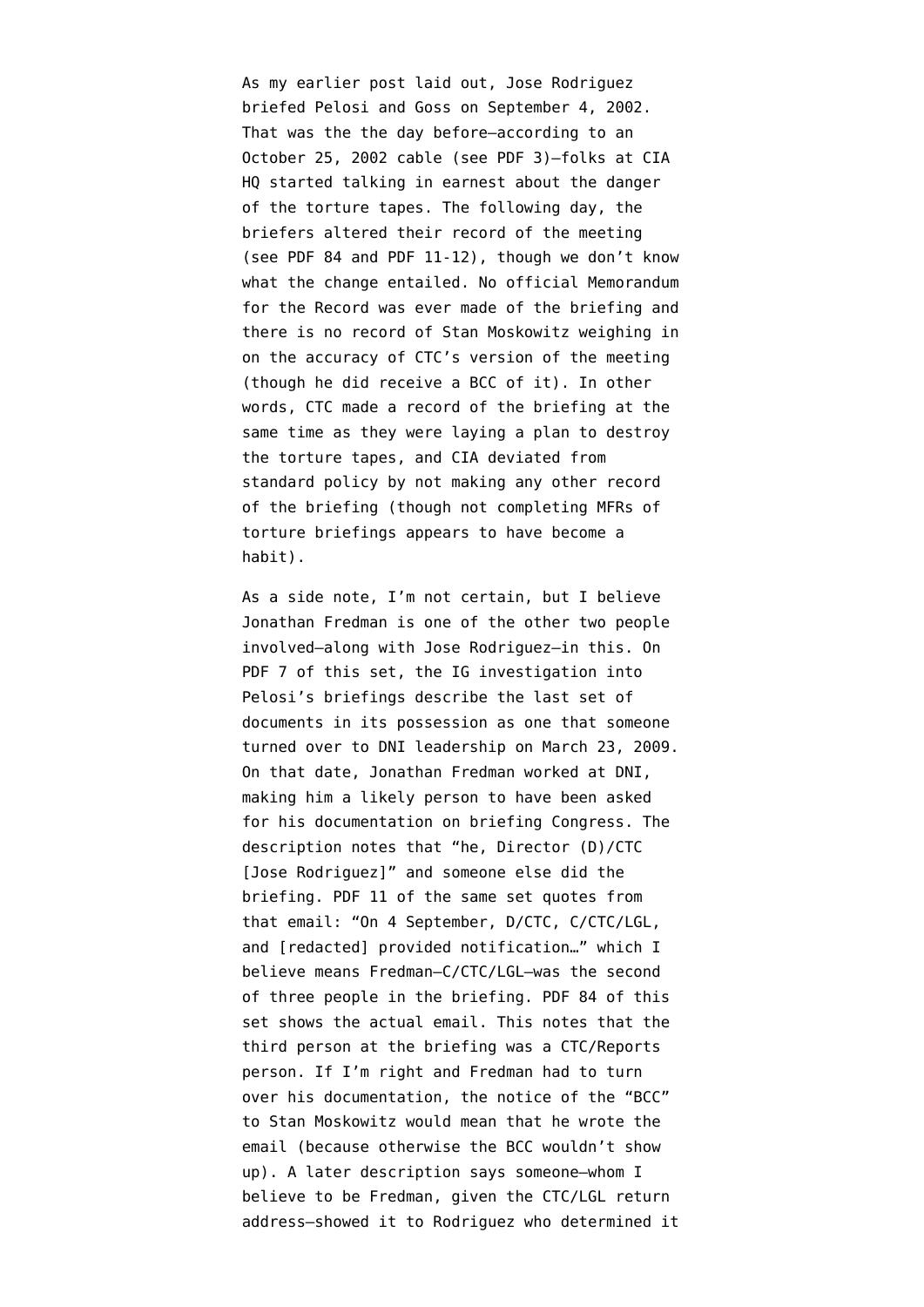As my earlier post laid out, Jose Rodriguez briefed Pelosi and Goss on September 4, 2002. That was the the day before—according to an October 25, 2002 cable (see PDF 3)—folks at CIA HQ started talking in earnest about the danger of the torture tapes. The following day, the briefers altered their record of the meeting (see PDF 84 and PDF 11-12), though we don't know what the change entailed. No official Memorandum for the Record was ever made of the briefing and there is no record of Stan Moskowitz weighing in on the accuracy of CTC's version of the meeting (though he did receive a BCC of it). In other words, CTC made a record of the briefing at the same time as they were laying a plan to destroy the torture tapes, and CIA deviated from standard policy by not making any other record of the briefing (though not completing MFRs of torture briefings appears to have become a habit).

As a side note, I'm not certain, but I believe Jonathan Fredman is one of the other two people involved—along with Jose Rodriguez—in this. On PDF 7 of this set, the IG investigation into Pelosi's briefings describe the last set of documents in its possession as one that someone turned over to DNI leadership on March 23, 2009. On that date, Jonathan Fredman worked at DNI, making him a likely person to have been asked for his documentation on briefing Congress. The description notes that "he, Director (D)/CTC [Jose Rodriguez]" and someone else did the briefing. PDF 11 of the same set quotes from that email: "On 4 September, D/CTC, C/CTC/LGL, and [redacted] provided notification…" which I believe means Fredman—C/CTC/LGL—was the second of three people in the briefing. PDF 84 of this set shows the actual email. This notes that the third person at the briefing was a CTC/Reports person. If I'm right and Fredman had to turn over his documentation, the notice of the "BCC" to Stan Moskowitz would mean that he wrote the email (because otherwise the BCC wouldn't show up). A later description says someone—whom I believe to be Fredman, given the CTC/LGL return address—showed it to Rodriguez who determined it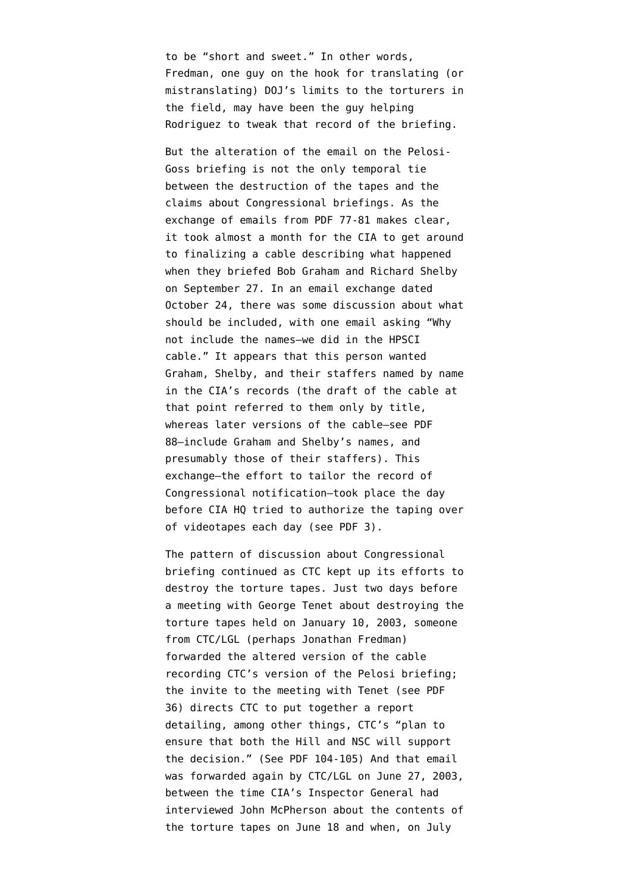to be "short and sweet." In other words, Fredman, one guy on the hook for translating (or mistranslating) DOJ's limits to the torturers in the field, may have been the guy helping Rodriguez to tweak that record of the briefing.

But the alteration of the email on the Pelosi-Goss briefing is not the only temporal tie between the destruction of the tapes and the claims about Congressional briefings. As the exchange of emails from PDF 77-81 makes clear, it took almost a month for the CIA to get around to finalizing a cable describing what happened when they briefed Bob Graham and Richard Shelby on September 27. In an email exchange dated October 24, there was some discussion about what should be included, with one email asking "Why not include the names—we did in the HPSCI cable." It appears that this person wanted Graham, Shelby, and their staffers named by name in the CIA's records (the draft of the cable at that point referred to them only by title, whereas later versions of the cable—see PDF 88—include Graham and Shelby's names, and presumably those of their staffers). This exchange—the effort to tailor the record of Congressional notification—took place the day before CIA HQ tried to authorize the taping over of videotapes each day (see PDF 3).

The pattern of discussion about Congressional briefing continued as CTC kept up its efforts to destroy the torture tapes. Just two days before a meeting with George Tenet about destroying the torture tapes held on January 10, 2003, someone from CTC/LGL (perhaps Jonathan Fredman) forwarded the altered version of the cable recording CTC's version of the Pelosi briefing; the invite to the meeting with Tenet (see PDF 36) directs CTC to put together a report detailing, among other things, CTC's "plan to ensure that both the Hill and NSC will support the decision." (See PDF 104-105) And that email was forwarded again by CTC/LGL on June 27, 2003, between the time CIA's Inspector General had interviewed John McPherson about the contents of the torture tapes on June 18 and when, on July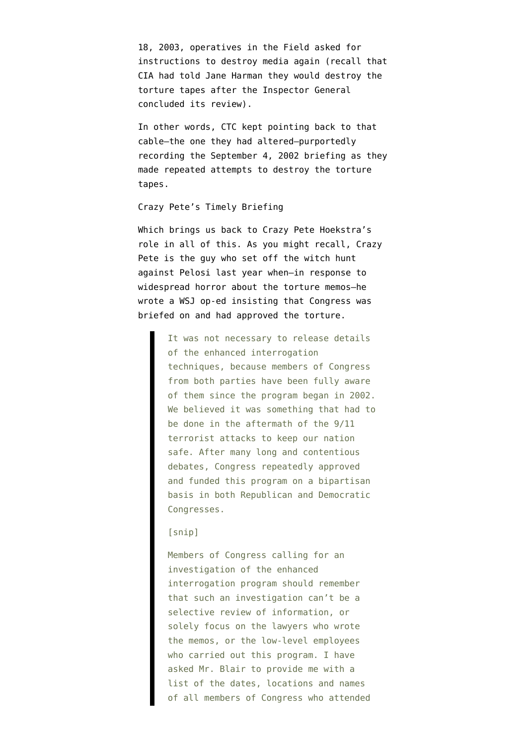18, 2003, operatives in the Field asked for instructions to destroy media again (recall that CIA had told Jane Harman they would destroy the torture tapes after the Inspector General concluded its review).

In other words, CTC kept pointing back to that cable—the one they had altered—purportedly recording the September 4, 2002 briefing as they made repeated attempts to destroy the torture tapes.

## Crazy Pete's Timely Briefing

Which brings us back to Crazy Pete Hoekstra's role in all of this. As you might recall, Crazy Pete is the guy who set off the witch hunt against Pelosi last year when—in response to widespread horror about the torture memos—he wrote a WSJ op-ed insisting that Congress was briefed on and had approved the torture.

> It was not necessary to release details of the enhanced interrogation techniques, because members of Congress from both parties have been fully aware of them since the program began in 2002. We believed it was something that had to be done in the aftermath of the 9/11 terrorist attacks to keep our nation safe. After many long and contentious debates, Congress repeatedly approved and funded this program on a bipartisan basis in both Republican and Democratic Congresses.
>
> [snip]
>
> Members of Congress calling for an investigation of the enhanced interrogation program should remember that such an investigation can't be a selective review of information, or solely focus on the lawyers who wrote the memos, or the low-level employees who carried out this program. I have asked Mr. Blair to provide me with a list of the dates, locations and names of all members of Congress who attended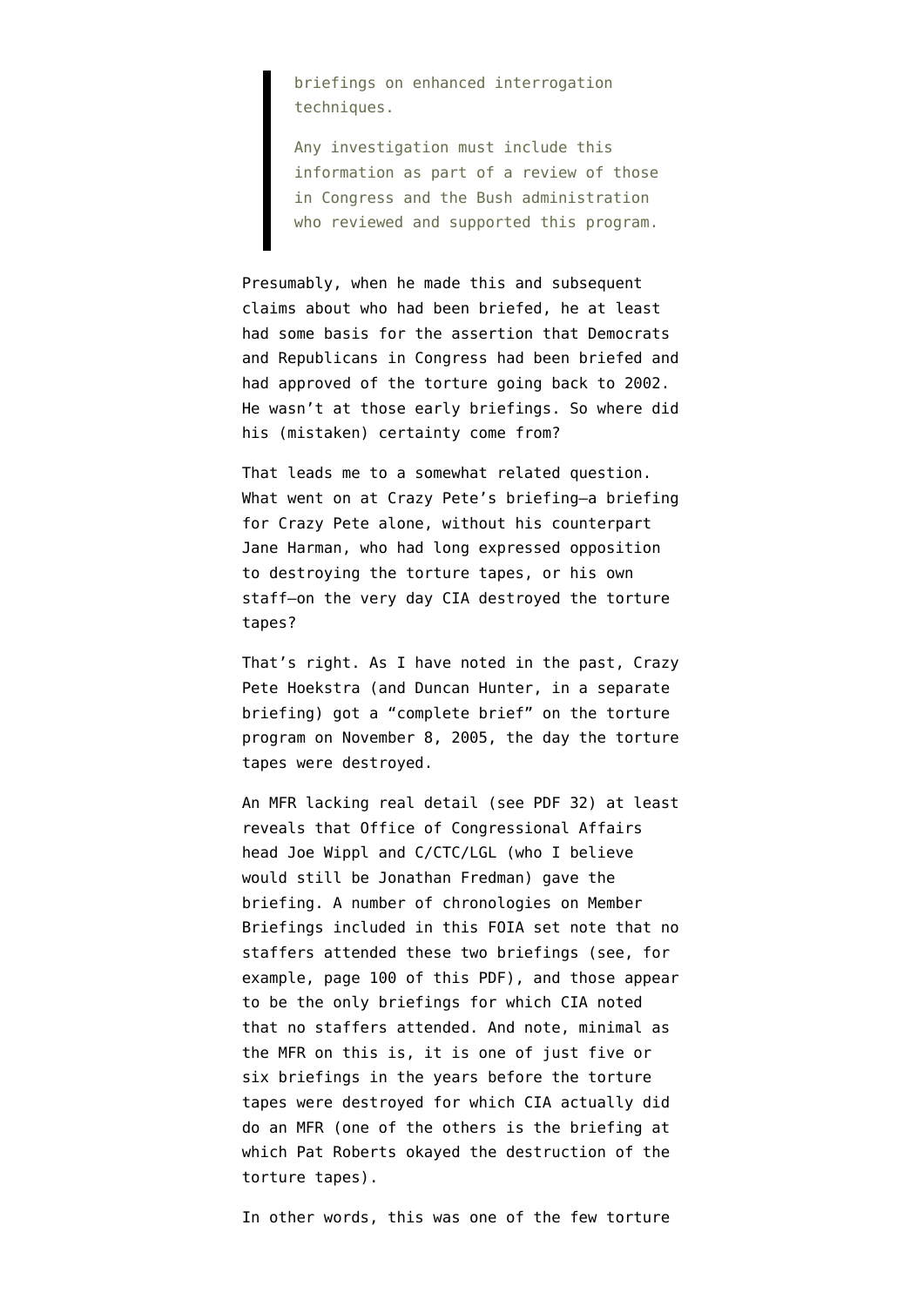> briefings on enhanced interrogation techniques.
>
> Any investigation must include this information as part of a review of those in Congress and the Bush administration who reviewed and supported this program.

Presumably, when he made this and subsequent claims about who had been briefed, he at least had some basis for the assertion that Democrats and Republicans in Congress had been briefed and had approved of the torture going back to 2002. He wasn't at those early briefings. So where did his (mistaken) certainty come from?

That leads me to a somewhat related question. What went on at Crazy Pete's briefing—a briefing for Crazy Pete alone, without his counterpart Jane Harman, who had long expressed opposition to destroying the torture tapes, or his own staff—on the very day CIA destroyed the torture tapes?

That's right. As I have noted in the past, Crazy Pete Hoekstra (and Duncan Hunter, in a separate briefing) got a "complete brief" on the torture program on November 8, 2005, the day the torture tapes were destroyed.

An MFR lacking real detail (see PDF 32) at least reveals that Office of Congressional Affairs head Joe Wippl and C/CTC/LGL (who I believe would still be Jonathan Fredman) gave the briefing. A number of chronologies on Member Briefings included in this FOIA set note that no staffers attended these two briefings (see, for example, page 100 of this PDF), and those appear to be the only briefings for which CIA noted that no staffers attended. And note, minimal as the MFR on this is, it is one of just five or six briefings in the years before the torture tapes were destroyed for which CIA actually did do an MFR (one of the others is the briefing at which Pat Roberts okayed the destruction of the torture tapes).

In other words, this was one of the few torture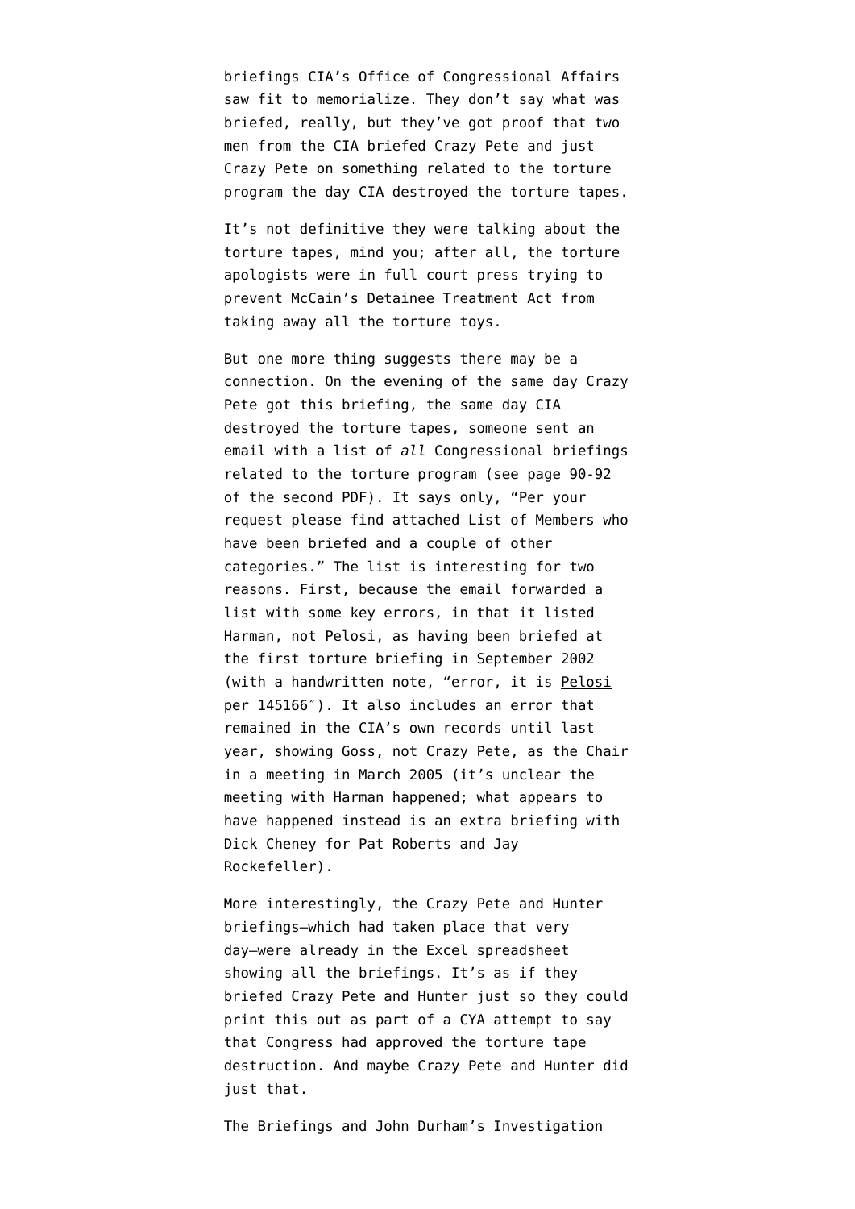briefings CIA's Office of Congressional Affairs saw fit to memorialize. They don't say what was briefed, really, but they've got proof that two men from the CIA briefed Crazy Pete and just Crazy Pete on something related to the torture program the day CIA destroyed the torture tapes.

It's not definitive they were talking about the torture tapes, mind you; after all, the torture apologists were in full court press trying to prevent McCain's Detainee Treatment Act from taking away all the torture toys.

But one more thing suggests there may be a connection. On the evening of the same day Crazy Pete got this briefing, the same day CIA destroyed the torture tapes, someone sent an email with a list of *all* Congressional briefings related to the torture program (see page 90-92 of the second PDF). It says only, "Per your request please find attached List of Members who have been briefed and a couple of other categories." The list is interesting for two reasons. First, because the email forwarded a list with some key errors, in that it listed Harman, not Pelosi, as having been briefed at the first torture briefing in September 2002 (with a handwritten note, "error, it is Pelosi per 145166″). It also includes an error that remained in the CIA's own records until last year, showing Goss, not Crazy Pete, as the Chair in a meeting in March 2005 (it's unclear the meeting with Harman happened; what appears to have happened instead is an extra briefing with Dick Cheney for Pat Roberts and Jay Rockefeller).

More interestingly, the Crazy Pete and Hunter briefings–which had taken place that very day–were already in the Excel spreadsheet showing all the briefings. It's as if they briefed Crazy Pete and Hunter just so they could print this out as part of a CYA attempt to say that Congress had approved the torture tape destruction. And maybe Crazy Pete and Hunter did just that.

## The Briefings and John Durham's Investigation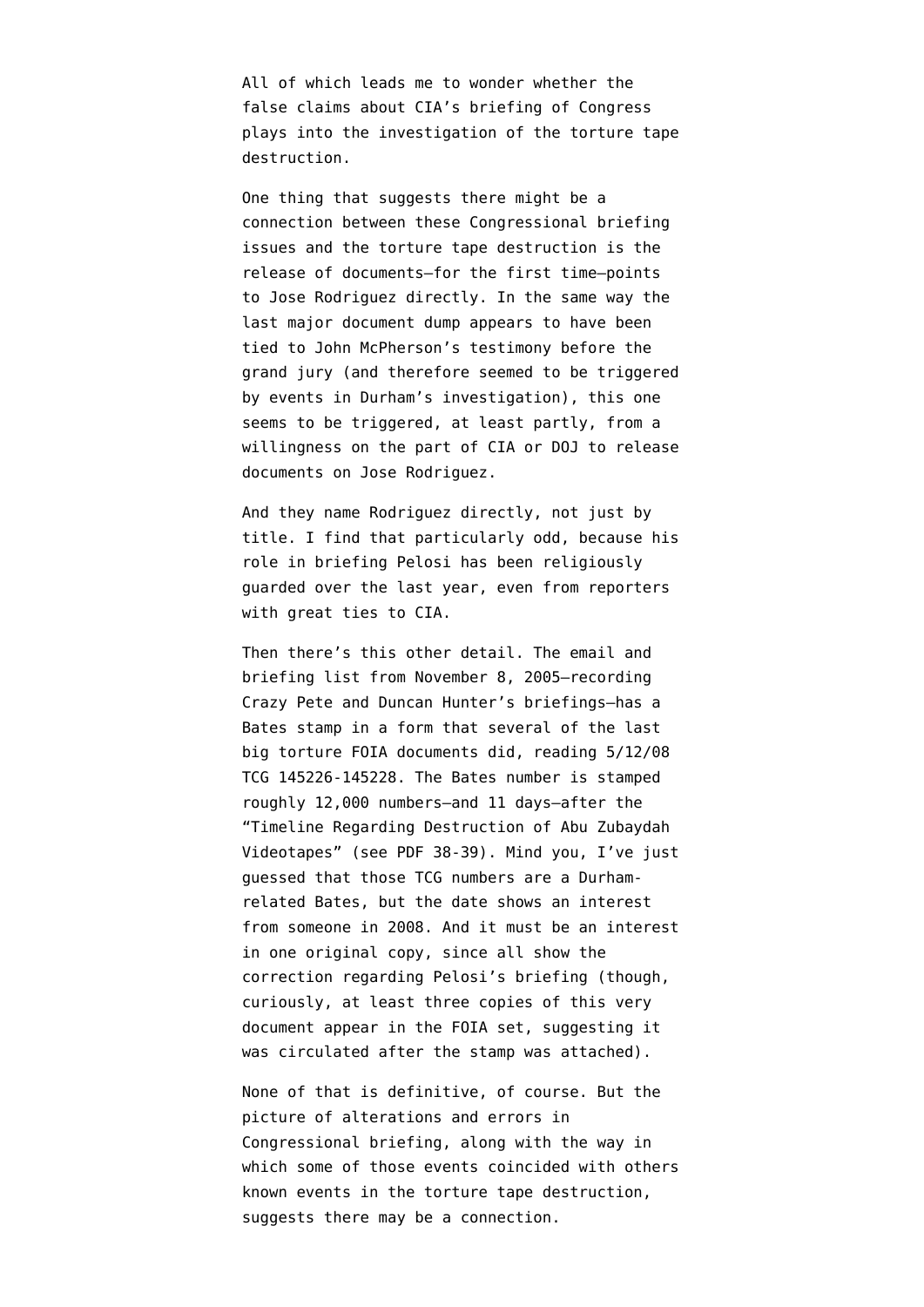All of which leads me to wonder whether the false claims about CIA's briefing of Congress plays into the investigation of the torture tape destruction.

One thing that suggests there might be a connection between these Congressional briefing issues and the torture tape destruction is the release of documents–for the first time–points to Jose Rodriguez directly. In the same way the last major document dump appears to have been tied to John McPherson's testimony before the grand jury (and therefore seemed to be triggered by events in Durham's investigation), this one seems to be triggered, at least partly, from a willingness on the part of CIA or DOJ to release documents on Jose Rodriguez.

And they name Rodriguez directly, not just by title. I find that particularly odd, because his role in briefing Pelosi has been religiously guarded over the last year, even from reporters with great ties to CIA.

Then there's this other detail. The email and briefing list from November 8, 2005–recording Crazy Pete and Duncan Hunter's briefings–has a Bates stamp in a form that several of the last big torture FOIA documents did, reading 5/12/08 TCG 145226-145228. The Bates number is stamped roughly 12,000 numbers–and 11 days–after the "Timeline Regarding Destruction of Abu Zubaydah Videotapes" (see PDF 38-39). Mind you, I've just guessed that those TCG numbers are a Durham-related Bates, but the date shows an interest from someone in 2008. And it must be an interest in one original copy, since all show the correction regarding Pelosi's briefing (though, curiously, at least three copies of this very document appear in the FOIA set, suggesting it was circulated after the stamp was attached).

None of that is definitive, of course. But the picture of alterations and errors in Congressional briefing, along with the way in which some of those events coincided with others known events in the torture tape destruction, suggests there may be a connection.